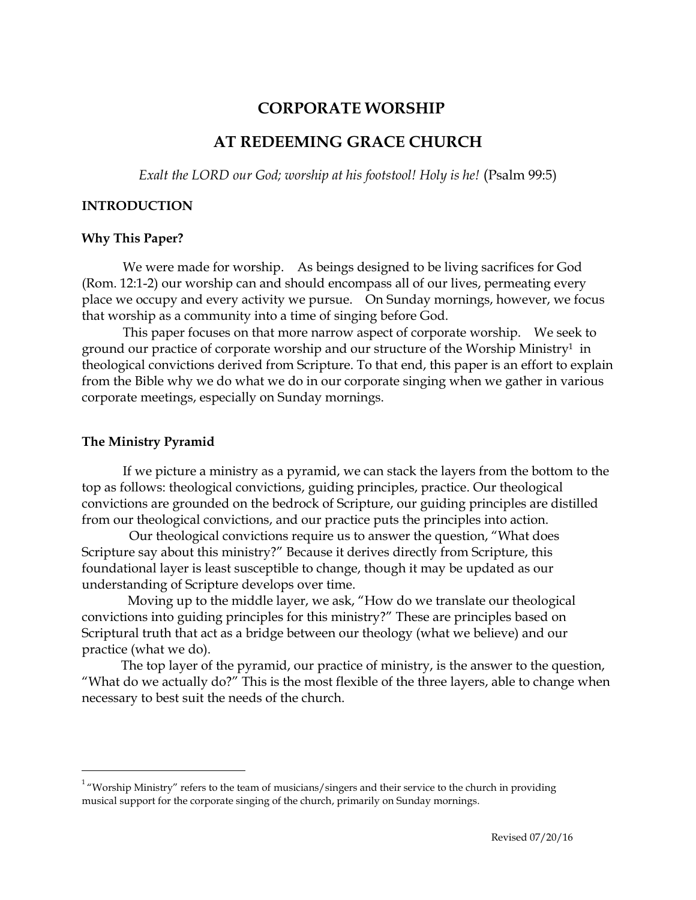# CORPORATE WORSHIP

# AT REDEEMING GRACE CHURCH

*Exalt the LORD our God; worship at his footstool! Holy is he!* (Psalm 99:5)

## INTRODUCTION

### Why This Paper?

We were made for worship. As beings designed to be living sacrifices for God (Rom. 12:1-2) our worship can and should encompass all of our lives, permeating every place we occupy and every activity we pursue. On Sunday mornings, however, we focus that worship as a community into a time of singing before God.

This paper focuses on that more narrow aspect of corporate worship. We seek to ground our practice of corporate worship and our structure of the Worship Ministry[1] in theological convictions derived from Scripture. To that end, this paper is an effort to explain from the Bible why we do what we do in our corporate singing when we gather in various corporate meetings, especially on Sunday mornings.

### The Ministry Pyramid

If we picture a ministry as a pyramid, we can stack the layers from the bottom to the top as follows: theological convictions, guiding principles, practice. Our theological convictions are grounded on the bedrock of Scripture, our guiding principles are distilled from our theological convictions, and our practice puts the principles into action.

Our theological convictions require us to answer the question, "What does Scripture say about this ministry?" Because it derives directly from Scripture, this foundational layer is least susceptible to change, though it may be updated as our understanding of Scripture develops over time.

Moving up to the middle layer, we ask, "How do we translate our theological convictions into guiding principles for this ministry?" These are principles based on Scriptural truth that act as a bridge between our theology (what we believe) and our practice (what we do).

The top layer of the pyramid, our practice of ministry, is the answer to the question, "What do we actually do?" This is the most flexible of the three layers, able to change when necessary to best suit the needs of the church.

---

[1] "Worship Ministry" refers to the team of musicians/singers and their service to the church in providing musical support for the corporate singing of the church, primarily on Sunday mornings.

Revised 07/20/16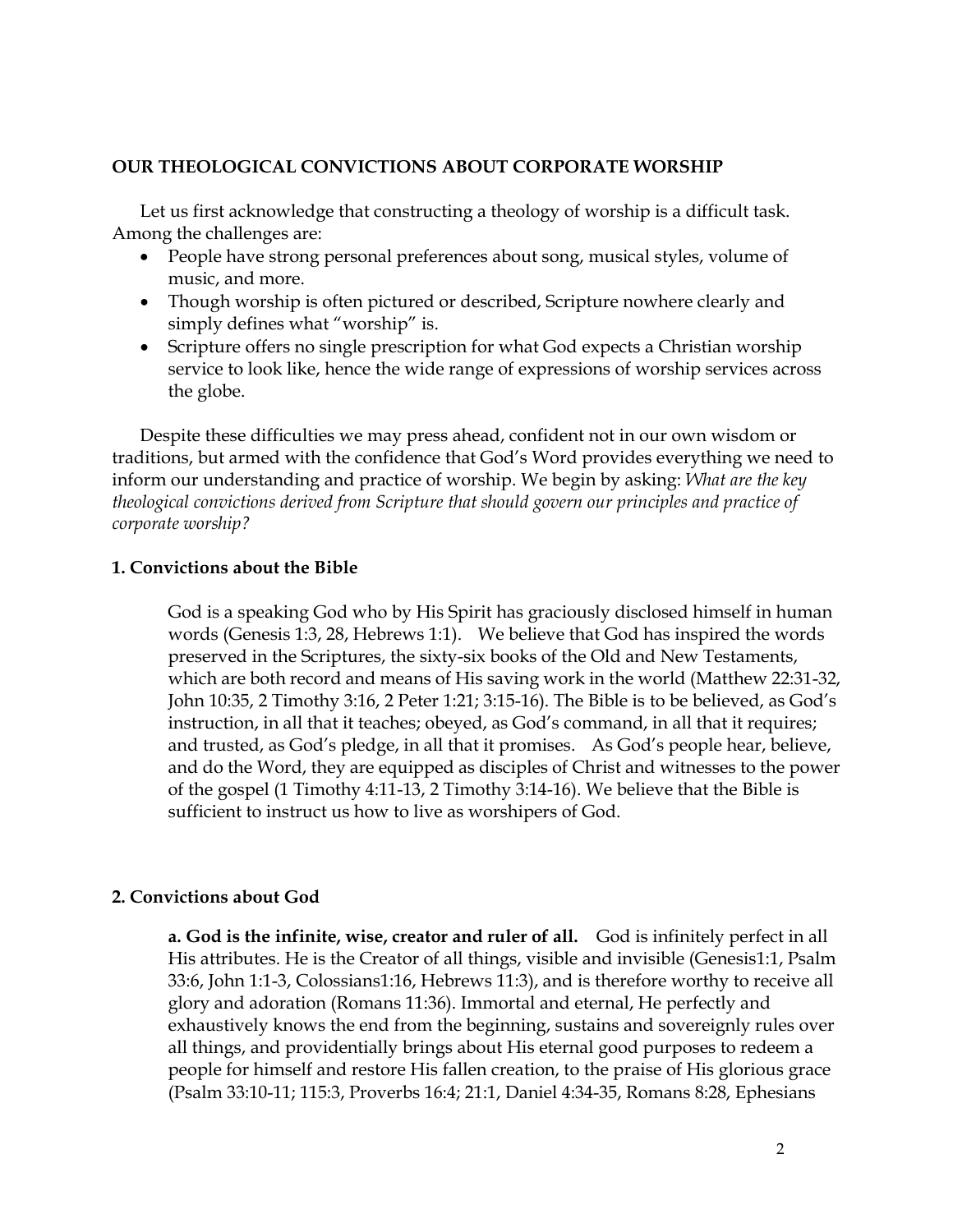**OUR THEOLOGICAL CONVICTIONS ABOUT CORPORATE WORSHIP**

Let us first acknowledge that constructing a theology of worship is a difficult task. Among the challenges are:

- People have strong personal preferences about song, musical styles, volume of music, and more.
- Though worship is often pictured or described, Scripture nowhere clearly and simply defines what "worship" is.
- Scripture offers no single prescription for what God expects a Christian worship service to look like, hence the wide range of expressions of worship services across the globe.

Despite these difficulties we may press ahead, confident not in our own wisdom or traditions, but armed with the confidence that God's Word provides everything we need to inform our understanding and practice of worship. We begin by asking: *What are the key theological convictions derived from Scripture that should govern our principles and practice of corporate worship?*

**1. Convictions about the Bible**

God is a speaking God who by His Spirit has graciously disclosed himself in human words (Genesis 1:3, 28, Hebrews 1:1). We believe that God has inspired the words preserved in the Scriptures, the sixty-six books of the Old and New Testaments, which are both record and means of His saving work in the world (Matthew 22:31-32, John 10:35, 2 Timothy 3:16, 2 Peter 1:21; 3:15-16). The Bible is to be believed, as God's instruction, in all that it teaches; obeyed, as God's command, in all that it requires; and trusted, as God's pledge, in all that it promises. As God's people hear, believe, and do the Word, they are equipped as disciples of Christ and witnesses to the power of the gospel (1 Timothy 4:11-13, 2 Timothy 3:14-16). We believe that the Bible is sufficient to instruct us how to live as worshipers of God.

**2. Convictions about God**

**a. God is the infinite, wise, creator and ruler of all.** God is infinitely perfect in all His attributes. He is the Creator of all things, visible and invisible (Genesis1:1, Psalm 33:6, John 1:1-3, Colossians1:16, Hebrews 11:3), and is therefore worthy to receive all glory and adoration (Romans 11:36). Immortal and eternal, He perfectly and exhaustively knows the end from the beginning, sustains and sovereignly rules over all things, and providentially brings about His eternal good purposes to redeem a people for himself and restore His fallen creation, to the praise of His glorious grace (Psalm 33:10-11; 115:3, Proverbs 16:4; 21:1, Daniel 4:34-35, Romans 8:28, Ephesians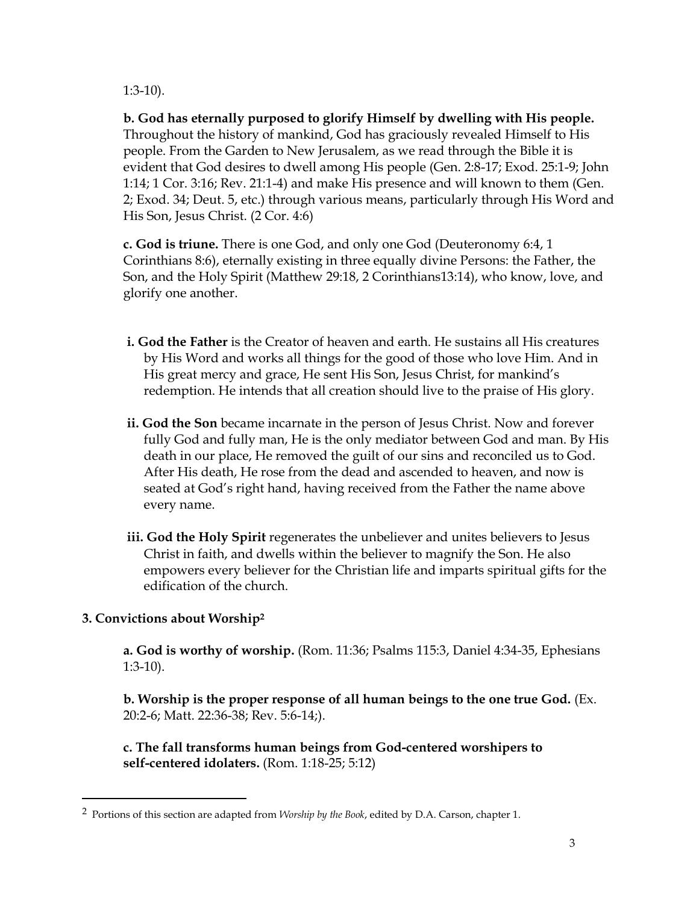1:3-10).

**b. God has eternally purposed to glorify Himself by dwelling with His people.** Throughout the history of mankind, God has graciously revealed Himself to His people. From the Garden to New Jerusalem, as we read through the Bible it is evident that God desires to dwell among His people (Gen. 2:8-17; Exod. 25:1-9; John 1:14; 1 Cor. 3:16; Rev. 21:1-4) and make His presence and will known to them (Gen. 2; Exod. 34; Deut. 5, etc.) through various means, particularly through His Word and His Son, Jesus Christ. (2 Cor. 4:6)

**c. God is triune.** There is one God, and only one God (Deuteronomy 6:4, 1 Corinthians 8:6), eternally existing in three equally divine Persons: the Father, the Son, and the Holy Spirit (Matthew 29:18, 2 Corinthians13:14), who know, love, and glorify one another.

**i. God the Father** is the Creator of heaven and earth. He sustains all His creatures by His Word and works all things for the good of those who love Him. And in His great mercy and grace, He sent His Son, Jesus Christ, for mankind's redemption. He intends that all creation should live to the praise of His glory.

**ii. God the Son** became incarnate in the person of Jesus Christ. Now and forever fully God and fully man, He is the only mediator between God and man. By His death in our place, He removed the guilt of our sins and reconciled us to God. After His death, He rose from the dead and ascended to heaven, and now is seated at God's right hand, having received from the Father the name above every name.

**iii. God the Holy Spirit** regenerates the unbeliever and unites believers to Jesus Christ in faith, and dwells within the believer to magnify the Son. He also empowers every believer for the Christian life and imparts spiritual gifts for the edification of the church.

### 3. Convictions about Worship[2]

**a. God is worthy of worship.** (Rom. 11:36; Psalms 115:3, Daniel 4:34-35, Ephesians 1:3-10).

**b. Worship is the proper response of all human beings to the one true God.** (Ex. 20:2-6; Matt. 22:36-38; Rev. 5:6-14;).

**c. The fall transforms human beings from God-centered worshipers to self-centered idolaters.** (Rom. 1:18-25; 5:12)

---

[2] Portions of this section are adapted from *Worship by the Book*, edited by D.A. Carson, chapter 1.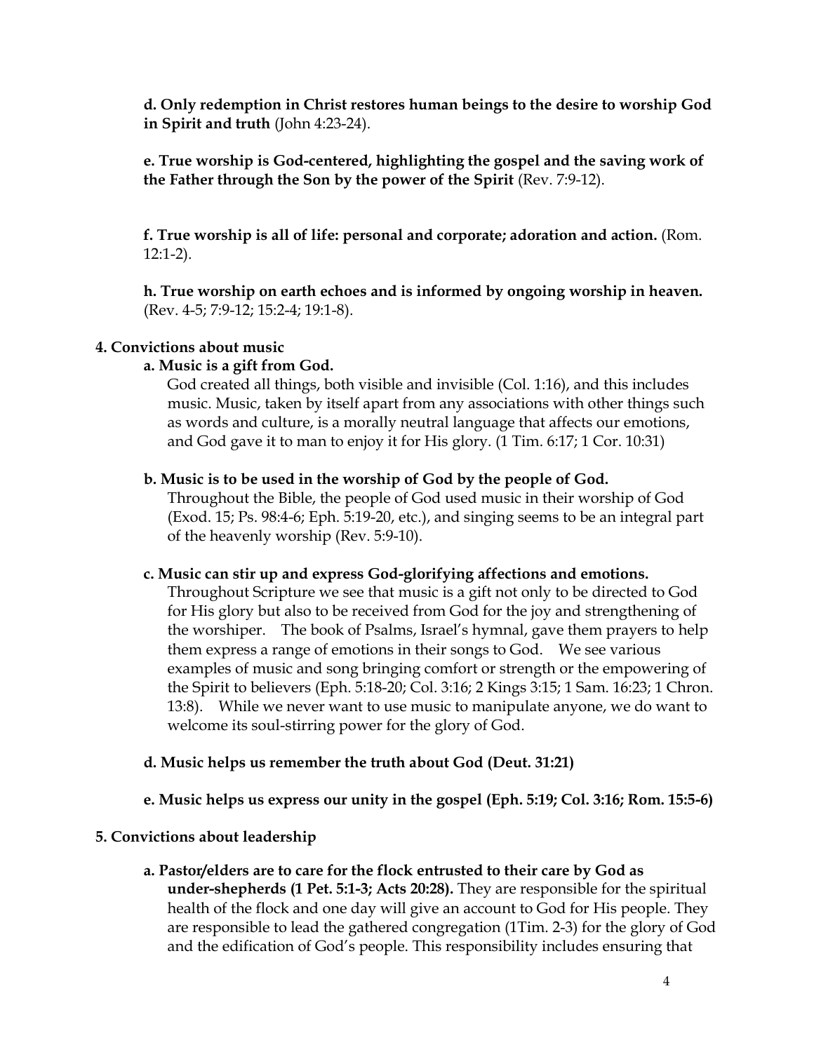**d. Only redemption in Christ restores human beings to the desire to worship God in Spirit and truth** (John 4:23-24).

**e. True worship is God-centered, highlighting the gospel and the saving work of the Father through the Son by the power of the Spirit** (Rev. 7:9-12).

**f. True worship is all of life: personal and corporate; adoration and action.** (Rom. 12:1-2).

**h. True worship on earth echoes and is informed by ongoing worship in heaven.** (Rev. 4-5; 7:9-12; 15:2-4; 19:1-8).

**4. Convictions about music**

**a. Music is a gift from God.**

God created all things, both visible and invisible (Col. 1:16), and this includes music. Music, taken by itself apart from any associations with other things such as words and culture, is a morally neutral language that affects our emotions, and God gave it to man to enjoy it for His glory. (1 Tim. 6:17; 1 Cor. 10:31)

**b. Music is to be used in the worship of God by the people of God.**

Throughout the Bible, the people of God used music in their worship of God (Exod. 15; Ps. 98:4-6; Eph. 5:19-20, etc.), and singing seems to be an integral part of the heavenly worship (Rev. 5:9-10).

**c. Music can stir up and express God-glorifying affections and emotions.**

Throughout Scripture we see that music is a gift not only to be directed to God for His glory but also to be received from God for the joy and strengthening of the worshiper. The book of Psalms, Israel's hymnal, gave them prayers to help them express a range of emotions in their songs to God. We see various examples of music and song bringing comfort or strength or the empowering of the Spirit to believers (Eph. 5:18-20; Col. 3:16; 2 Kings 3:15; 1 Sam. 16:23; 1 Chron. 13:8). While we never want to use music to manipulate anyone, we do want to welcome its soul-stirring power for the glory of God.

**d. Music helps us remember the truth about God (Deut. 31:21)**

**e. Music helps us express our unity in the gospel (Eph. 5:19; Col. 3:16; Rom. 15:5-6)**

**5. Convictions about leadership**

**a. Pastor/elders are to care for the flock entrusted to their care by God as under-shepherds (1 Pet. 5:1-3; Acts 20:28).** They are responsible for the spiritual health of the flock and one day will give an account to God for His people. They are responsible to lead the gathered congregation (1Tim. 2-3) for the glory of God and the edification of God's people. This responsibility includes ensuring that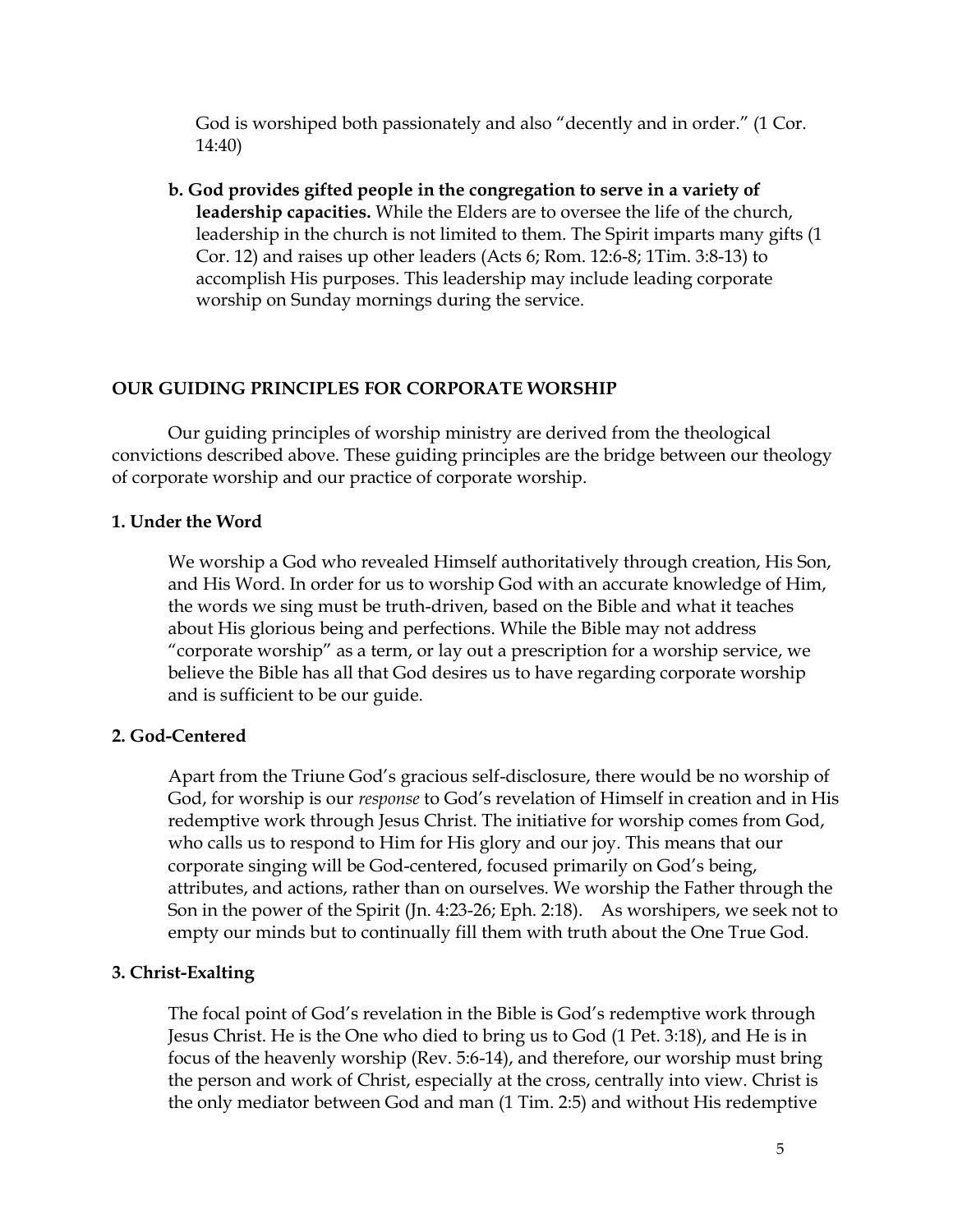God is worshiped both passionately and also "decently and in order." (1 Cor. 14:40)

**b. God provides gifted people in the congregation to serve in a variety of leadership capacities.** While the Elders are to oversee the life of the church, leadership in the church is not limited to them. The Spirit imparts many gifts (1 Cor. 12) and raises up other leaders (Acts 6; Rom. 12:6-8; 1Tim. 3:8-13) to accomplish His purposes. This leadership may include leading corporate worship on Sunday mornings during the service.

## OUR GUIDING PRINCIPLES FOR CORPORATE WORSHIP

Our guiding principles of worship ministry are derived from the theological convictions described above. These guiding principles are the bridge between our theology of corporate worship and our practice of corporate worship.

### 1. Under the Word

We worship a God who revealed Himself authoritatively through creation, His Son, and His Word. In order for us to worship God with an accurate knowledge of Him, the words we sing must be truth-driven, based on the Bible and what it teaches about His glorious being and perfections. While the Bible may not address "corporate worship" as a term, or lay out a prescription for a worship service, we believe the Bible has all that God desires us to have regarding corporate worship and is sufficient to be our guide.

### 2. God-Centered

Apart from the Triune God's gracious self-disclosure, there would be no worship of God, for worship is our *response* to God's revelation of Himself in creation and in His redemptive work through Jesus Christ. The initiative for worship comes from God, who calls us to respond to Him for His glory and our joy. This means that our corporate singing will be God-centered, focused primarily on God's being, attributes, and actions, rather than on ourselves. We worship the Father through the Son in the power of the Spirit (Jn. 4:23-26; Eph. 2:18). As worshipers, we seek not to empty our minds but to continually fill them with truth about the One True God.

### 3. Christ-Exalting

The focal point of God's revelation in the Bible is God's redemptive work through Jesus Christ. He is the One who died to bring us to God (1 Pet. 3:18), and He is in focus of the heavenly worship (Rev. 5:6-14), and therefore, our worship must bring the person and work of Christ, especially at the cross, centrally into view. Christ is the only mediator between God and man (1 Tim. 2:5) and without His redemptive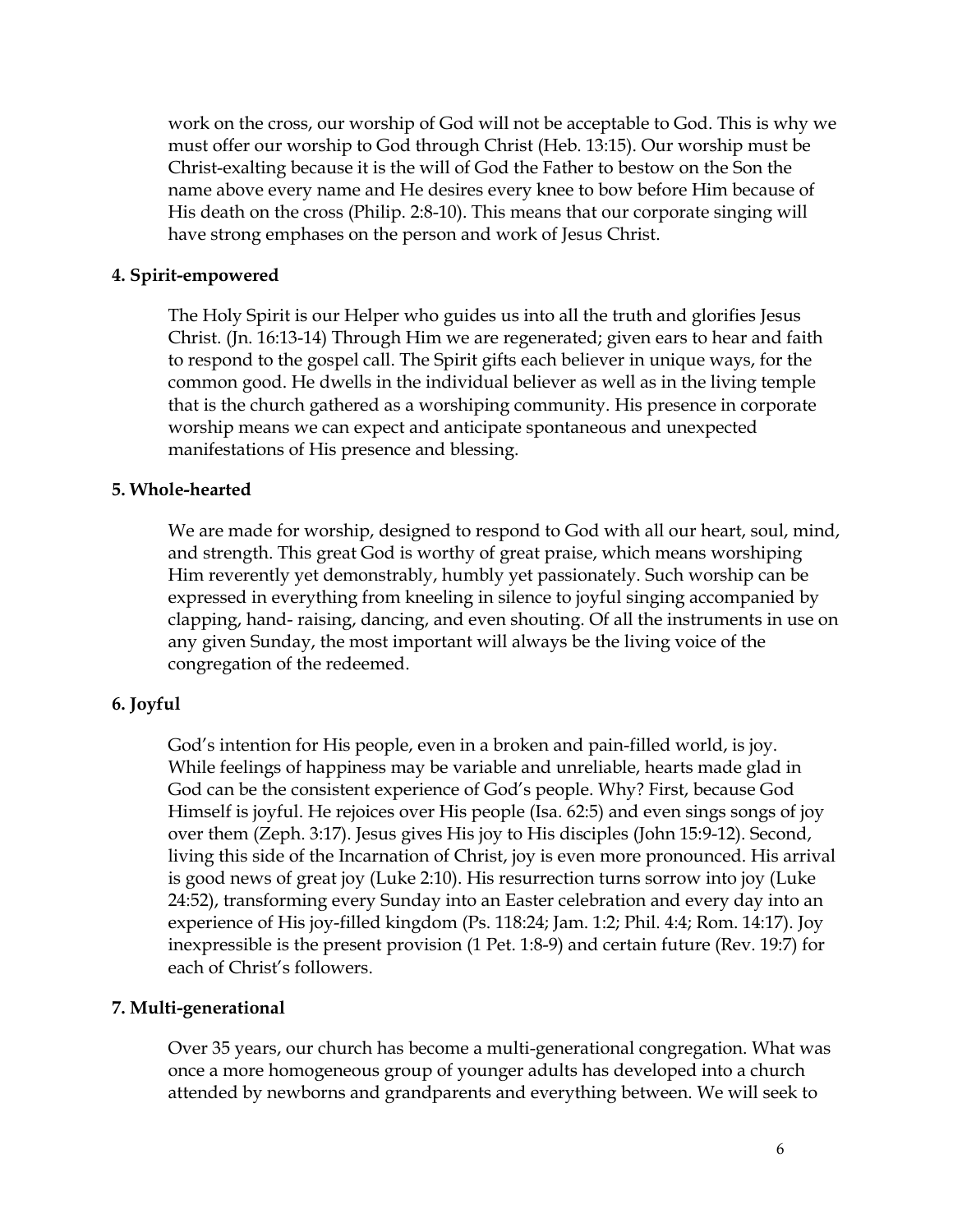work on the cross, our worship of God will not be acceptable to God. This is why we must offer our worship to God through Christ (Heb. 13:15). Our worship must be Christ-exalting because it is the will of God the Father to bestow on the Son the name above every name and He desires every knee to bow before Him because of His death on the cross (Philip. 2:8-10). This means that our corporate singing will have strong emphases on the person and work of Jesus Christ.

**4. Spirit-empowered**

The Holy Spirit is our Helper who guides us into all the truth and glorifies Jesus Christ. (Jn. 16:13-14) Through Him we are regenerated; given ears to hear and faith to respond to the gospel call. The Spirit gifts each believer in unique ways, for the common good. He dwells in the individual believer as well as in the living temple that is the church gathered as a worshiping community. His presence in corporate worship means we can expect and anticipate spontaneous and unexpected manifestations of His presence and blessing.

**5. Whole-hearted**

We are made for worship, designed to respond to God with all our heart, soul, mind, and strength. This great God is worthy of great praise, which means worshiping Him reverently yet demonstrably, humbly yet passionately. Such worship can be expressed in everything from kneeling in silence to joyful singing accompanied by clapping, hand- raising, dancing, and even shouting. Of all the instruments in use on any given Sunday, the most important will always be the living voice of the congregation of the redeemed.

**6. Joyful**

God's intention for His people, even in a broken and pain-filled world, is joy. While feelings of happiness may be variable and unreliable, hearts made glad in God can be the consistent experience of God's people. Why? First, because God Himself is joyful. He rejoices over His people (Isa. 62:5) and even sings songs of joy over them (Zeph. 3:17). Jesus gives His joy to His disciples (John 15:9-12). Second, living this side of the Incarnation of Christ, joy is even more pronounced. His arrival is good news of great joy (Luke 2:10). His resurrection turns sorrow into joy (Luke 24:52), transforming every Sunday into an Easter celebration and every day into an experience of His joy-filled kingdom (Ps. 118:24; Jam. 1:2; Phil. 4:4; Rom. 14:17). Joy inexpressible is the present provision (1 Pet. 1:8-9) and certain future (Rev. 19:7) for each of Christ's followers.

**7. Multi-generational**

Over 35 years, our church has become a multi-generational congregation. What was once a more homogeneous group of younger adults has developed into a church attended by newborns and grandparents and everything between. We will seek to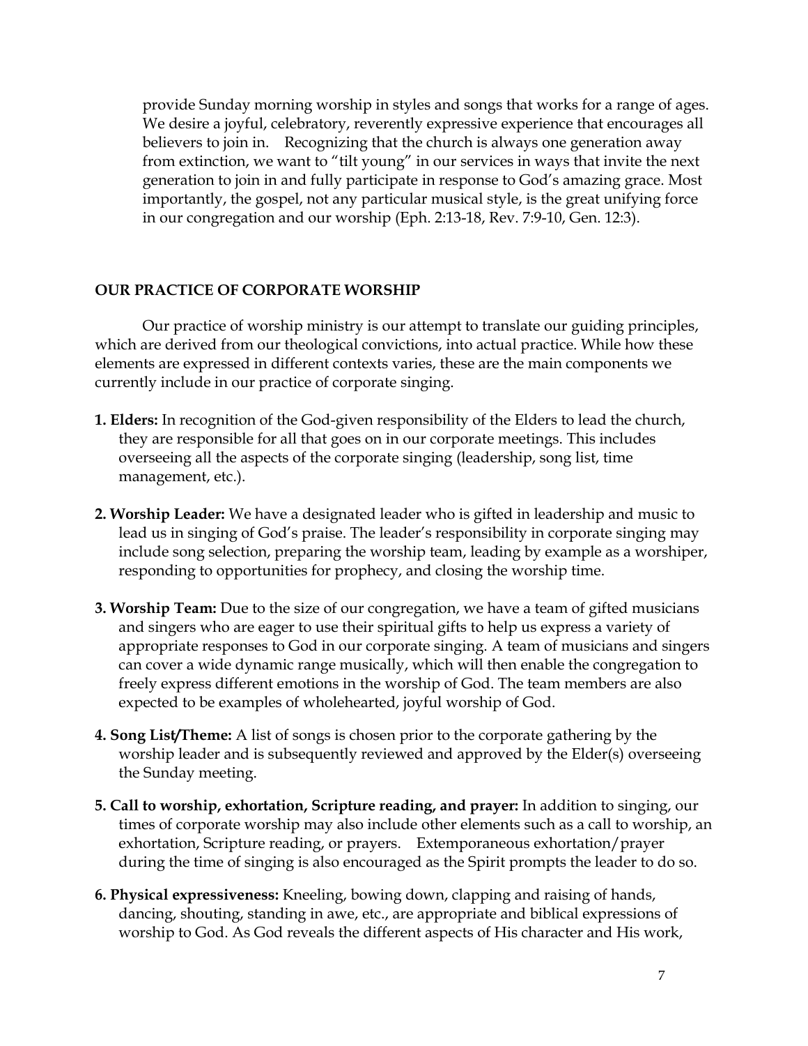provide Sunday morning worship in styles and songs that works for a range of ages. We desire a joyful, celebratory, reverently expressive experience that encourages all believers to join in. Recognizing that the church is always one generation away from extinction, we want to "tilt young" in our services in ways that invite the next generation to join in and fully participate in response to God's amazing grace. Most importantly, the gospel, not any particular musical style, is the great unifying force in our congregation and our worship (Eph. 2:13-18, Rev. 7:9-10, Gen. 12:3).

## OUR PRACTICE OF CORPORATE WORSHIP

Our practice of worship ministry is our attempt to translate our guiding principles, which are derived from our theological convictions, into actual practice. While how these elements are expressed in different contexts varies, these are the main components we currently include in our practice of corporate singing.

**1. Elders:** In recognition of the God-given responsibility of the Elders to lead the church, they are responsible for all that goes on in our corporate meetings. This includes overseeing all the aspects of the corporate singing (leadership, song list, time management, etc.).

**2. Worship Leader:** We have a designated leader who is gifted in leadership and music to lead us in singing of God's praise. The leader's responsibility in corporate singing may include song selection, preparing the worship team, leading by example as a worshiper, responding to opportunities for prophecy, and closing the worship time.

**3. Worship Team:** Due to the size of our congregation, we have a team of gifted musicians and singers who are eager to use their spiritual gifts to help us express a variety of appropriate responses to God in our corporate singing. A team of musicians and singers can cover a wide dynamic range musically, which will then enable the congregation to freely express different emotions in the worship of God. The team members are also expected to be examples of wholehearted, joyful worship of God.

**4. Song List/Theme:** A list of songs is chosen prior to the corporate gathering by the worship leader and is subsequently reviewed and approved by the Elder(s) overseeing the Sunday meeting.

**5. Call to worship, exhortation, Scripture reading, and prayer:** In addition to singing, our times of corporate worship may also include other elements such as a call to worship, an exhortation, Scripture reading, or prayers. Extemporaneous exhortation/prayer during the time of singing is also encouraged as the Spirit prompts the leader to do so.

**6. Physical expressiveness:** Kneeling, bowing down, clapping and raising of hands, dancing, shouting, standing in awe, etc., are appropriate and biblical expressions of worship to God. As God reveals the different aspects of His character and His work,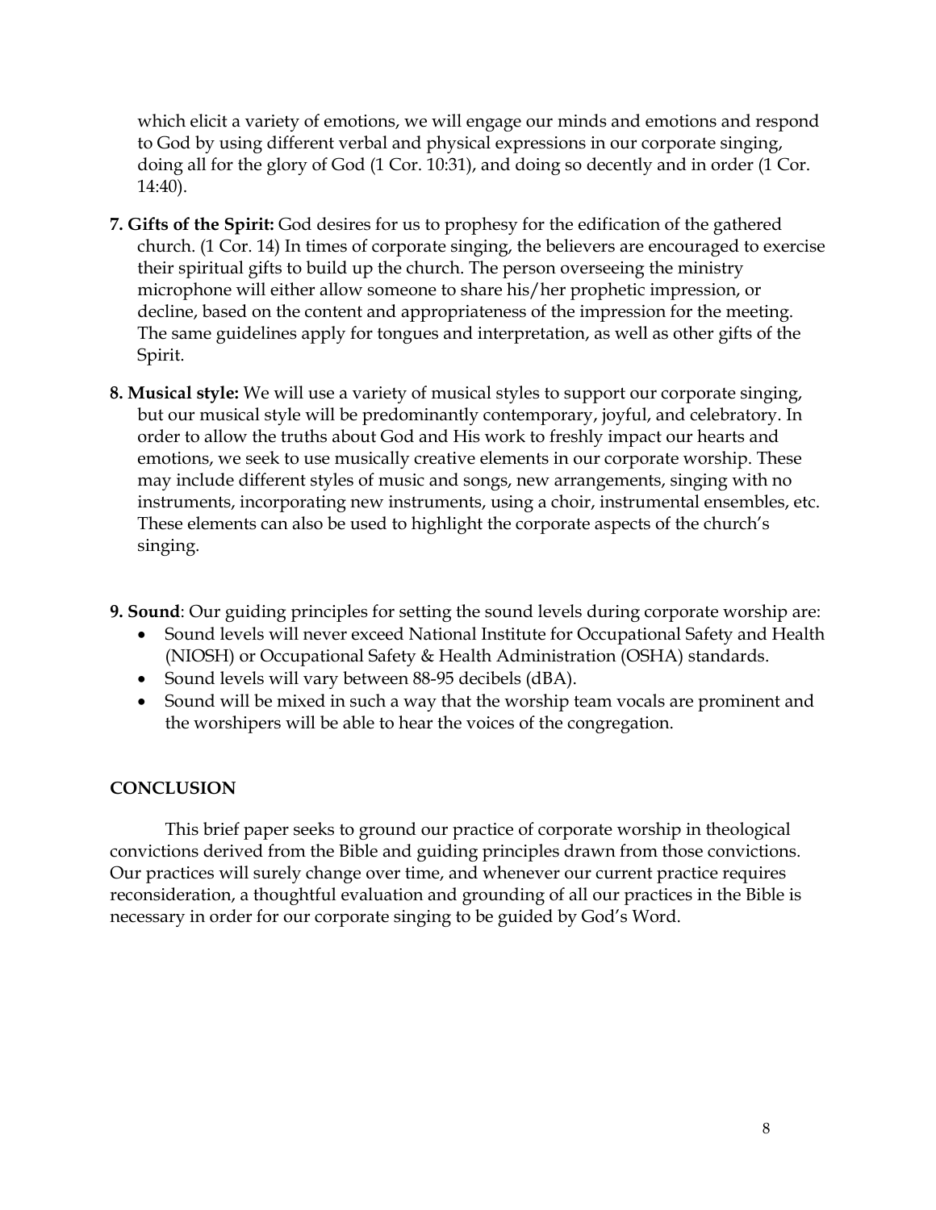which elicit a variety of emotions, we will engage our minds and emotions and respond to God by using different verbal and physical expressions in our corporate singing, doing all for the glory of God (1 Cor. 10:31), and doing so decently and in order (1 Cor. 14:40).

**7. Gifts of the Spirit:** God desires for us to prophesy for the edification of the gathered church. (1 Cor. 14) In times of corporate singing, the believers are encouraged to exercise their spiritual gifts to build up the church. The person overseeing the ministry microphone will either allow someone to share his/her prophetic impression, or decline, based on the content and appropriateness of the impression for the meeting. The same guidelines apply for tongues and interpretation, as well as other gifts of the Spirit.

**8. Musical style:** We will use a variety of musical styles to support our corporate singing, but our musical style will be predominantly contemporary, joyful, and celebratory. In order to allow the truths about God and His work to freshly impact our hearts and emotions, we seek to use musically creative elements in our corporate worship. These may include different styles of music and songs, new arrangements, singing with no instruments, incorporating new instruments, using a choir, instrumental ensembles, etc. These elements can also be used to highlight the corporate aspects of the church's singing.

**9. Sound**: Our guiding principles for setting the sound levels during corporate worship are:

- Sound levels will never exceed National Institute for Occupational Safety and Health (NIOSH) or Occupational Safety & Health Administration (OSHA) standards.
- Sound levels will vary between 88-95 decibels (dBA).
- Sound will be mixed in such a way that the worship team vocals are prominent and the worshipers will be able to hear the voices of the congregation.

## CONCLUSION

This brief paper seeks to ground our practice of corporate worship in theological convictions derived from the Bible and guiding principles drawn from those convictions. Our practices will surely change over time, and whenever our current practice requires reconsideration, a thoughtful evaluation and grounding of all our practices in the Bible is necessary in order for our corporate singing to be guided by God's Word.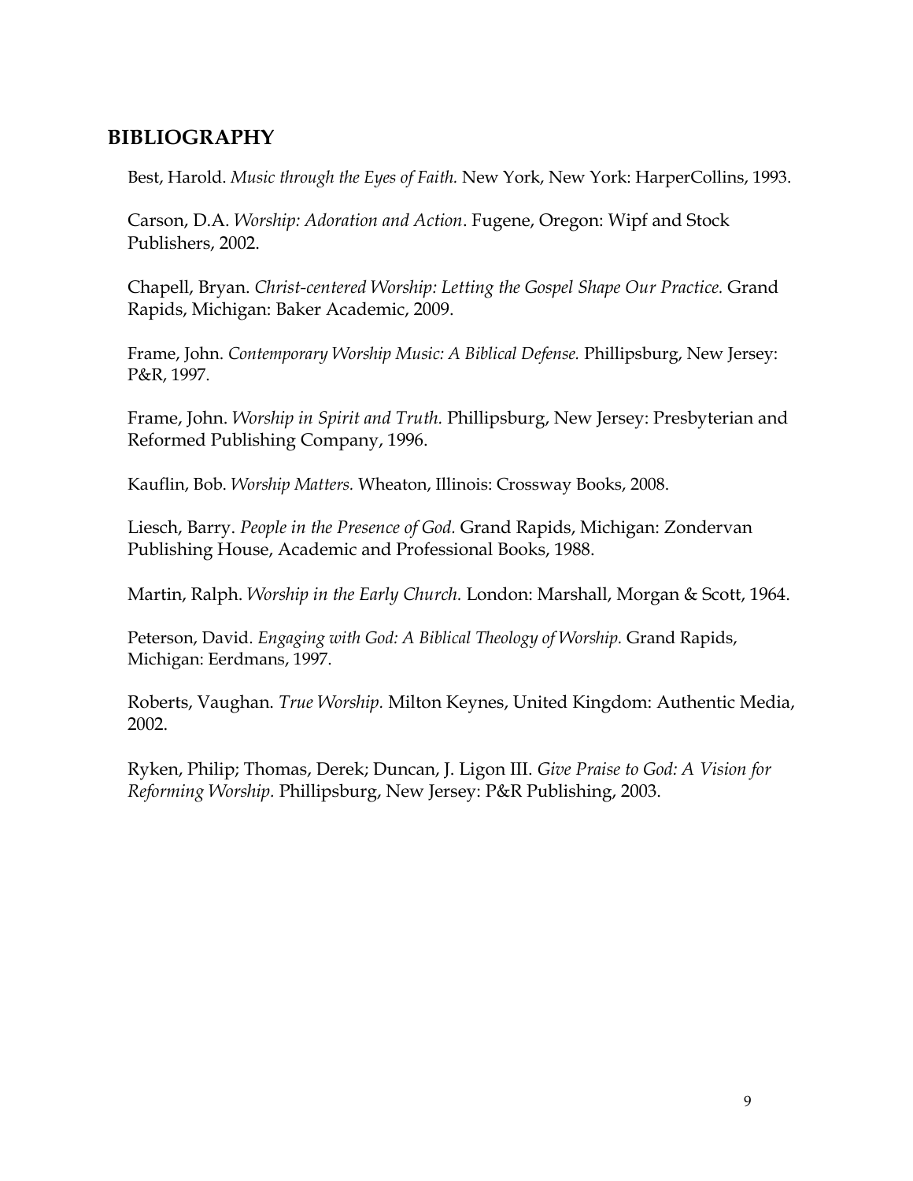## BIBLIOGRAPHY

Best, Harold. *Music through the Eyes of Faith.* New York, New York: HarperCollins, 1993.

Carson, D.A. *Worship: Adoration and Action*. Fugene, Oregon: Wipf and Stock Publishers, 2002.

Chapell, Bryan. *Christ-centered Worship: Letting the Gospel Shape Our Practice.* Grand Rapids, Michigan: Baker Academic, 2009.

Frame, John. *Contemporary Worship Music: A Biblical Defense.* Phillipsburg, New Jersey: P&R, 1997.

Frame, John. *Worship in Spirit and Truth.* Phillipsburg, New Jersey: Presbyterian and Reformed Publishing Company, 1996.

Kauflin, Bob. *Worship Matters.* Wheaton, Illinois: Crossway Books, 2008.

Liesch, Barry. *People in the Presence of God.* Grand Rapids, Michigan: Zondervan Publishing House, Academic and Professional Books, 1988.

Martin, Ralph. *Worship in the Early Church.* London: Marshall, Morgan & Scott, 1964.

Peterson, David. *Engaging with God: A Biblical Theology of Worship.* Grand Rapids, Michigan: Eerdmans, 1997.

Roberts, Vaughan. *True Worship.* Milton Keynes, United Kingdom: Authentic Media, 2002.

Ryken, Philip; Thomas, Derek; Duncan, J. Ligon III. *Give Praise to God: A Vision for Reforming Worship.* Phillipsburg, New Jersey: P&R Publishing, 2003.